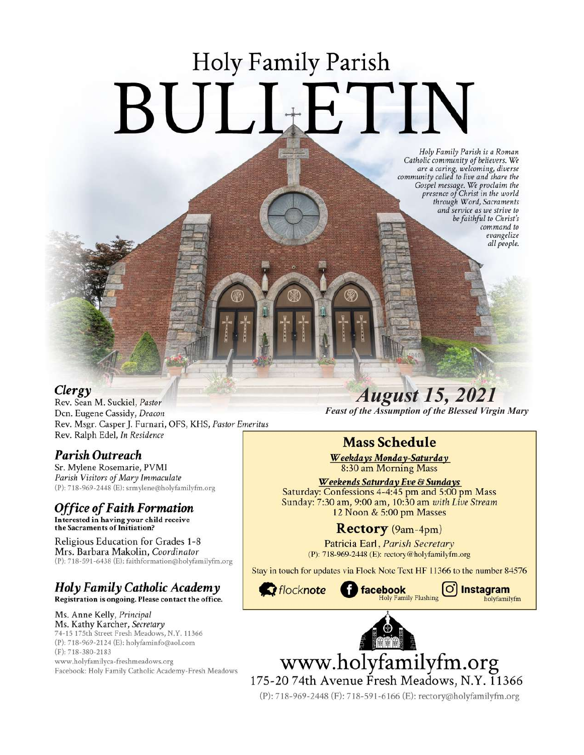# Holy Family Parish

# BULLETIN

*Holy Family Parish is a Roman Catholic community of believers. We are a caring, welcoming, diverse community called to live and share the Gospel message. We proclaim the presence of Christ in the world through Word, Sacraments and service as we strive to be faithful to Christ's command to evangelize all people.*

## *August 15, 2021*

***Feast of the Assumption of the Blessed Virgin Mary***

## *Clergy*

Rev. Sean M. Suckiel, *Pastor*
Dcn. Eugene Cassidy, *Deacon*
Rev. Msgr. Casper J. Furnari, OFS, KHS, *Pastor Emeritus*
Rev. Ralph Edel, *In Residence*

## *Parish Outreach*

Sr. Mylene Rosemarie, PVMI
*Parish Visitors of Mary Immaculate*
(P): 718-969-2448 (E): srmylene@holyfamilyfm.org

## *Office of Faith Formation*

**Interested in having your child receive the Sacraments of Initiation?**

Religious Education for Grades 1-8
Mrs. Barbara Makolin, *Coordinator*
(P): 718-591-6438 (E): faithformation@holyfamilyfm.org

## *Holy Family Catholic Academy*

**Registration is ongoing. Please contact the office.**

Ms. Anne Kelly, *Principal*
Ms. Kathy Karcher, *Secretary*
74-15 175th Street Fresh Meadows, N.Y. 11366
(P): 718-969-2124 (E): holyfaminfo@aol.com
(F): 718-380-2183
www.holyfamilyca-freshmeadows.org
Facebook: Holy Family Catholic Academy-Fresh Meadows

## Mass Schedule

***Weekdays Monday-Saturday***
8:30 am Morning Mass

***Weekends Saturday Eve & Sundays***
Saturday: Confessions 4-4:45 pm and 5:00 pm Mass
Sunday: 7:30 am, 9:00 am, 10:30 am *with Live Stream*
12 Noon & 5:00 pm Masses

## Rectory (9am-4pm)

Patricia Earl, *Parish Secretary*
(P): 718-969-2448 (E): rectory@holyfamilyfm.org

Stay in touch for updates via Flock Note Text HF 11366 to the number 84576

flocknote | facebook Holy Family Flushing | Instagram holyfamilyfm

# www.holyfamilyfm.org

175-20 74th Avenue Fresh Meadows, N.Y. 11366

(P): 718-969-2448 (F): 718-591-6166 (E): rectory@holyfamilyfm.org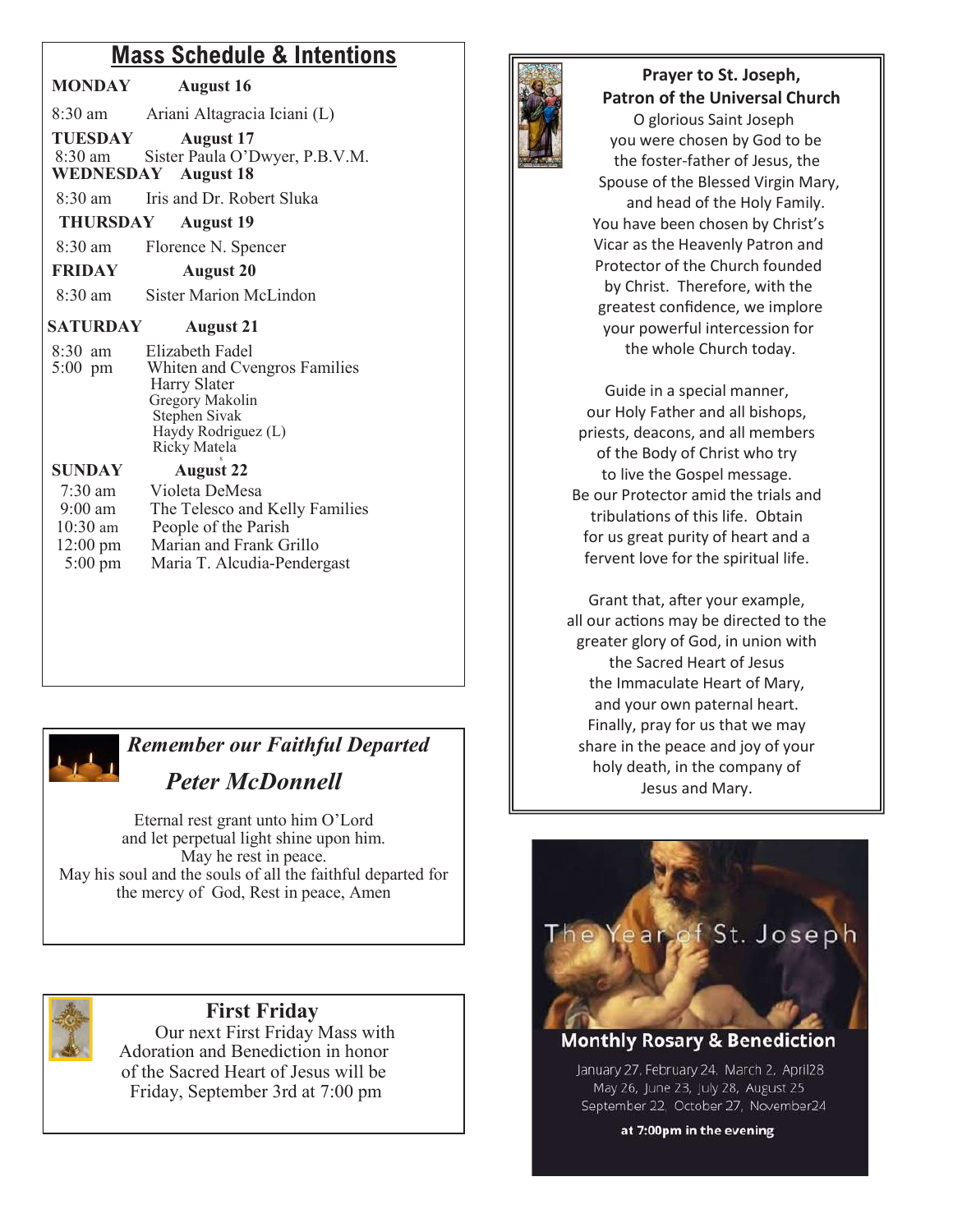## Mass Schedule & Intentions

**MONDAY** **August 16**

8:30 am Ariani Altagracia Iciani (L)

**TUESDAY** **August 17**

8:30 am Sister Paula O'Dwyer, P.B.V.M.

**WEDNESDAY** **August 18**

8:30 am Iris and Dr. Robert Sluka

**THURSDAY** **August 19**

8:30 am Florence N. Spencer

**FRIDAY** **August 20**

8:30 am Sister Marion McLindon

**SATURDAY** **August 21**

8:30 am Elizabeth Fadel
5:00 pm Whiten and Cvengros Families
Harry Slater
Gregory Makolin
Stephen Sivak
Haydy Rodriguez (L)
Ricky Matela

**SUNDAY** **August 22**

7:30 am Violeta DeMesa
9:00 am The Telesco and Kelly Families
10:30 am People of the Parish
12:00 pm Marian and Frank Grillo
5:00 pm Maria T. Alcudia-Pendergast

## *Remember our Faithful Departed*

## *Peter McDonnell*

Eternal rest grant unto him O'Lord
and let perpetual light shine upon him.
May he rest in peace.
May his soul and the souls of all the faithful departed for the mercy of God, Rest in peace, Amen

## First Friday

Our next First Friday Mass with Adoration and Benediction in honor of the Sacred Heart of Jesus will be Friday, September 3rd at 7:00 pm

**Prayer to St. Joseph,**
**Patron of the Universal Church**

O glorious Saint Joseph
you were chosen by God to be
the foster-father of Jesus, the
Spouse of the Blessed Virgin Mary,
and head of the Holy Family.
You have been chosen by Christ's
Vicar as the Heavenly Patron and
Protector of the Church founded
by Christ. Therefore, with the
greatest confidence, we implore
your powerful intercession for
the whole Church today.

Guide in a special manner,
our Holy Father and all bishops,
priests, deacons, and all members
of the Body of Christ who try
to live the Gospel message.
Be our Protector amid the trials and
tribulations of this life. Obtain
for us great purity of heart and a
fervent love for the spiritual life.

Grant that, after your example,
all our actions may be directed to the
greater glory of God, in union with
the Sacred Heart of Jesus
the Immaculate Heart of Mary,
and your own paternal heart.
Finally, pray for us that we may
share in the peace and joy of your
holy death, in the company of
Jesus and Mary.

The Year of St. Joseph

**Monthly Rosary & Benediction**

January 27, February 24, March 2, April28
May 26, June 23, July 28, August 25
September 22, October 27, November24

**at 7:00pm in the evening**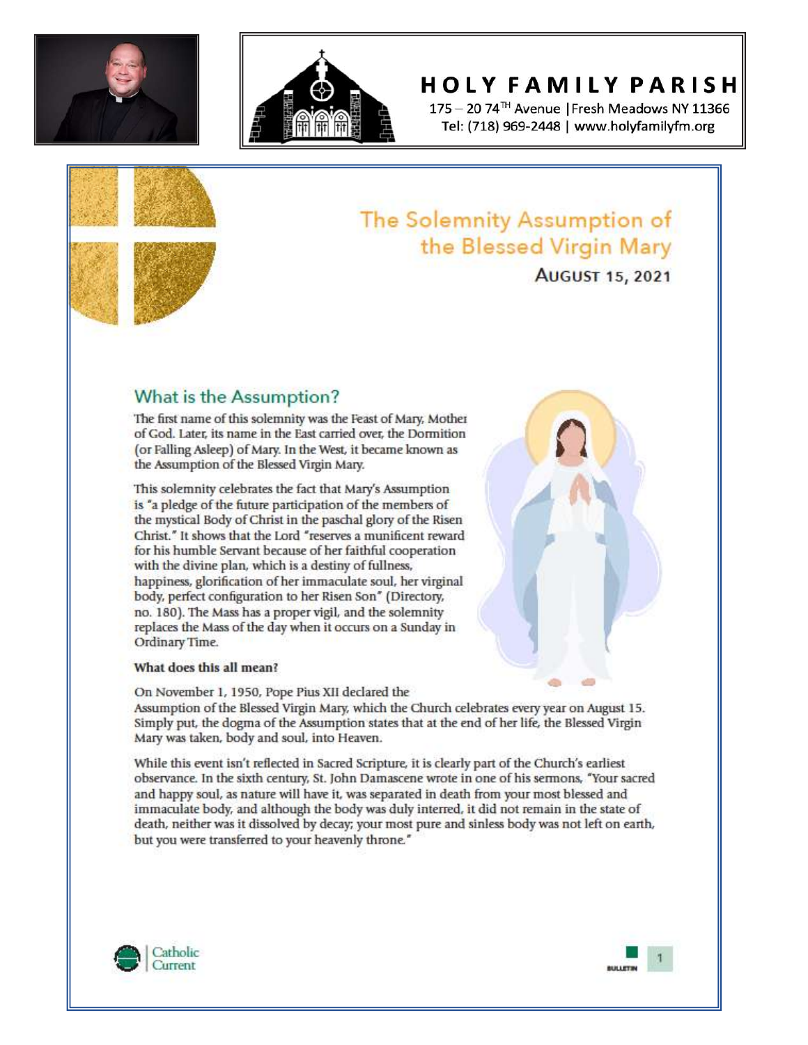# HOLY FAMILY PARISH

175 – 20 74TH Avenue | Fresh Meadows NY 11366
Tel: (718) 969-2448 | www.holyfamilyfm.org

## The Solemnity Assumption of the Blessed Virgin Mary

**AUGUST 15, 2021**

### What is the Assumption?

The first name of this solemnity was the Feast of Mary, Mother of God. Later, its name in the East carried over, the Dormition (or Falling Asleep) of Mary. In the West, it became known as the Assumption of the Blessed Virgin Mary.

This solemnity celebrates the fact that Mary's Assumption is "a pledge of the future participation of the members of the mystical Body of Christ in the paschal glory of the Risen Christ." It shows that the Lord "reserves a munificent reward for his humble Servant because of her faithful cooperation with the divine plan, which is a destiny of fullness, happiness, glorification of her immaculate soul, her virginal body, perfect configuration to her Risen Son" (Directory, no. 180). The Mass has a proper vigil, and the solemnity replaces the Mass of the day when it occurs on a Sunday in Ordinary Time.

**What does this all mean?**

On November 1, 1950, Pope Pius XII declared the Assumption of the Blessed Virgin Mary, which the Church celebrates every year on August 15. Simply put, the dogma of the Assumption states that at the end of her life, the Blessed Virgin Mary was taken, body and soul, into Heaven.

While this event isn't reflected in Sacred Scripture, it is clearly part of the Church's earliest observance. In the sixth century, St. John Damascene wrote in one of his sermons, "Your sacred and happy soul, as nature will have it, was separated in death from your most blessed and immaculate body, and although the body was duly interred, it did not remain in the state of death, neither was it dissolved by decay; your most pure and sinless body was not left on earth, but you were transferred to your heavenly throne."

Catholic Current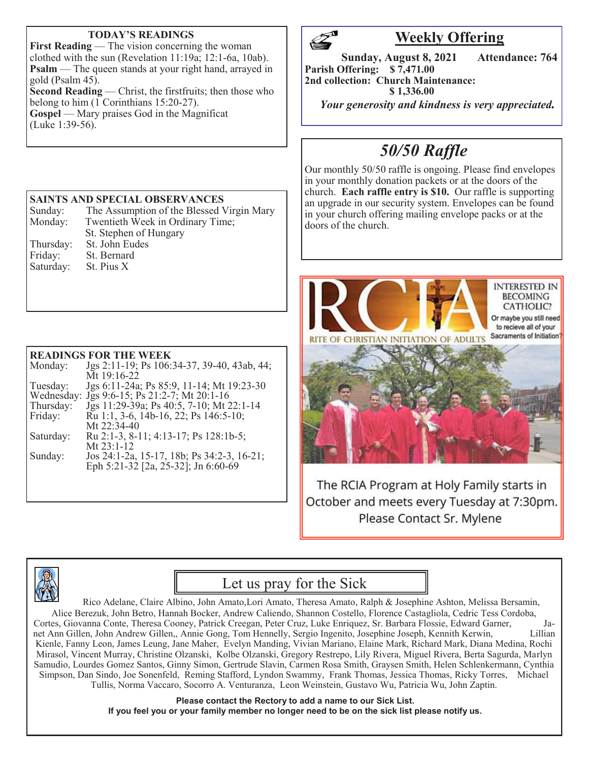## TODAY'S READINGS

**First Reading** — The vision concerning the woman clothed with the sun (Revelation 11:19a; 12:1-6a, 10ab).

**Psalm** — The queen stands at your right hand, arrayed in gold (Psalm 45).

**Second Reading** — Christ, the firstfruits; then those who belong to him (1 Corinthians 15:20-27).

**Gospel** — Mary praises God in the Magnificat (Luke 1:39-56).

## SAINTS AND SPECIAL OBSERVANCES

| | |
|---|---|
| Sunday: | The Assumption of the Blessed Virgin Mary |
| Monday: | Twentieth Week in Ordinary Time; St. Stephen of Hungary |
| Thursday: | St. John Eudes |
| Friday: | St. Bernard |
| Saturday: | St. Pius X |

## READINGS FOR THE WEEK

| | |
|---|---|
| Monday: | Jgs 2:11-19; Ps 106:34-37, 39-40, 43ab, 44; Mt 19:16-22 |
| Tuesday: | Jgs 6:11-24a; Ps 85:9, 11-14; Mt 19:23-30 |
| Wednesday: | Jgs 9:6-15; Ps 21:2-7; Mt 20:1-16 |
| Thursday: | Jgs 11:29-39a; Ps 40:5, 7-10; Mt 22:1-14 |
| Friday: | Ru 1:1, 3-6, 14b-16, 22; Ps 146:5-10; Mt 22:34-40 |
| Saturday: | Ru 2:1-3, 8-11; 4:13-17; Ps 128:1b-5; Mt 23:1-12 |
| Sunday: | Jos 24:1-2a, 15-17, 18b; Ps 34:2-3, 16-21; Eph 5:21-32 [2a, 25-32]; Jn 6:60-69 |

## Weekly Offering

**Sunday, August 8, 2021 Attendance: 764**

**Parish Offering: $ 7,471.00**

**2nd collection: Church Maintenance: $ 1,336.00**

***Your generosity and kindness is very appreciated.***

## *50/50 Raffle*

Our monthly 50/50 raffle is ongoing. Please find envelopes in your monthly donation packets or at the doors of the church. **Each raffle entry is $10.** Our raffle is supporting an upgrade in our security system. Envelopes can be found in your church offering mailing envelope packs or at the doors of the church.

## RCIA

RITE OF CHRISTIAN INITIATION OF ADULTS

INTERESTED IN BECOMING CATHOLIC?

Or maybe you still need to recieve all of your Sacraments of Initiation?

The RCIA Program at Holy Family starts in October and meets every Tuesday at 7:30pm. Please Contact Sr. Mylene

## Let us pray for the Sick

Rico Adelane, Claire Albino, John Amato,Lori Amato, Theresa Amato, Ralph & Josephine Ashton, Melissa Bersamin, Alice Berezuk, John Betro, Hannah Bocker, Andrew Caliendo, Shannon Costello, Florence Castagliola, Cedric Tess Cordoba, Cortes, Giovanna Conte, Theresa Cooney, Patrick Creegan, Peter Cruz, Luke Enriquez, Sr. Barbara Flossie, Edward Garner, Janet Ann Gillen, John Andrew Gillen,, Annie Gong, Tom Hennelly, Sergio Ingenito, Josephine Joseph, Kennith Kerwin, Lillian Kienle, Fanny Leon, James Leung, Jane Maher, Evelyn Manding, Vivian Mariano, Elaine Mark, Richard Mark, Diana Medina, Rochi Mirasol, Vincent Murray, Christine Olzanski, Kolbe Olzanski, Gregory Restrepo, Lily Rivera, Miguel Rivera, Berta Sagurda, Marlyn Samudio, Lourdes Gomez Santos, Ginny Simon, Gertrude Slavin, Carmen Rosa Smith, Graysen Smith, Helen Schlenkermann, Cynthia Simpson, Dan Sindo, Joe Sonenfeld, Reming Stafford, Lyndon Swammy, Frank Thomas, Jessica Thomas, Ricky Torres, Michael Tullis, Norma Vaccaro, Socorro A. Venturanza, Leon Weinstein, Gustavo Wu, Patricia Wu, John Zaptin.

**Please contact the Rectory to add a name to our Sick List.**
**If you feel you or your family member no longer need to be on the sick list please notify us.**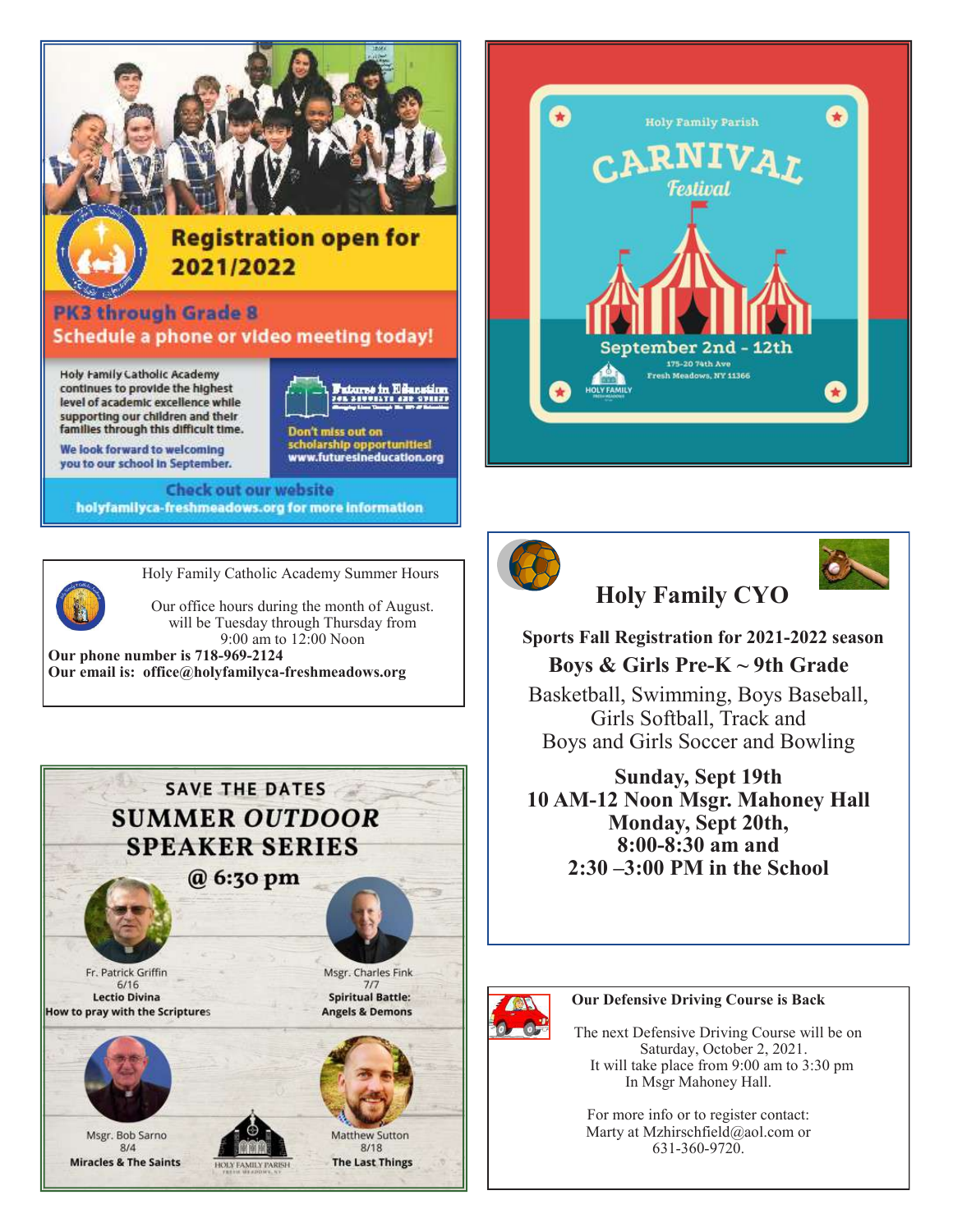## Registration open for 2021/2022

**PK3 through Grade 8**

**Schedule a phone or video meeting today!**

Holy Family Catholic Academy continues to provide the highest level of academic excellence while supporting our children and their families through this difficult time.

We look forward to welcoming you to our school in September.

Futures in Education

Don't miss out on scholarship opportunities!
www.futuresineducation.org

**Check out our website**
**holyfamilyca-freshmeadows.org for more information**

---

Holy Family Parish

# CARNIVAL Festival

September 2nd - 12th

175-20 74th Ave
Fresh Meadows, NY 11366

---

Holy Family Catholic Academy Summer Hours

Our office hours during the month of August. will be Tuesday through Thursday from 9:00 am to 12:00 Noon

**Our phone number is 718-969-2124**
**Our email is: office@holyfamilyca-freshmeadows.org**

---

# Holy Family CYO

**Sports Fall Registration for 2021-2022 season**

**Boys & Girls Pre-K ~ 9th Grade**

Basketball, Swimming, Boys Baseball, Girls Softball, Track and Boys and Girls Soccer and Bowling

**Sunday, Sept 19th**
**10 AM-12 Noon Msgr. Mahoney Hall**
**Monday, Sept 20th,**
**8:00-8:30 am and**
**2:30 –3:00 PM in the School**

---

SAVE THE DATES

## SUMMER *OUTDOOR* SPEAKER SERIES

**@ 6:30 pm**

Fr. Patrick Griffin
6/16
**Lectio Divina**
**How to pray with the Scriptures**

Msgr. Charles Fink
7/7
**Spiritual Battle: Angels & Demons**

Msgr. Bob Sarno
8/4
**Miracles & The Saints**

Matthew Sutton
8/18
**The Last Things**

HOLY FAMILY PARISH

---

**Our Defensive Driving Course is Back**

The next Defensive Driving Course will be on Saturday, October 2, 2021.
It will take place from 9:00 am to 3:30 pm
In Msgr Mahoney Hall.

For more info or to register contact:
Marty at Mzhirschfield@aol.com or
631-360-9720.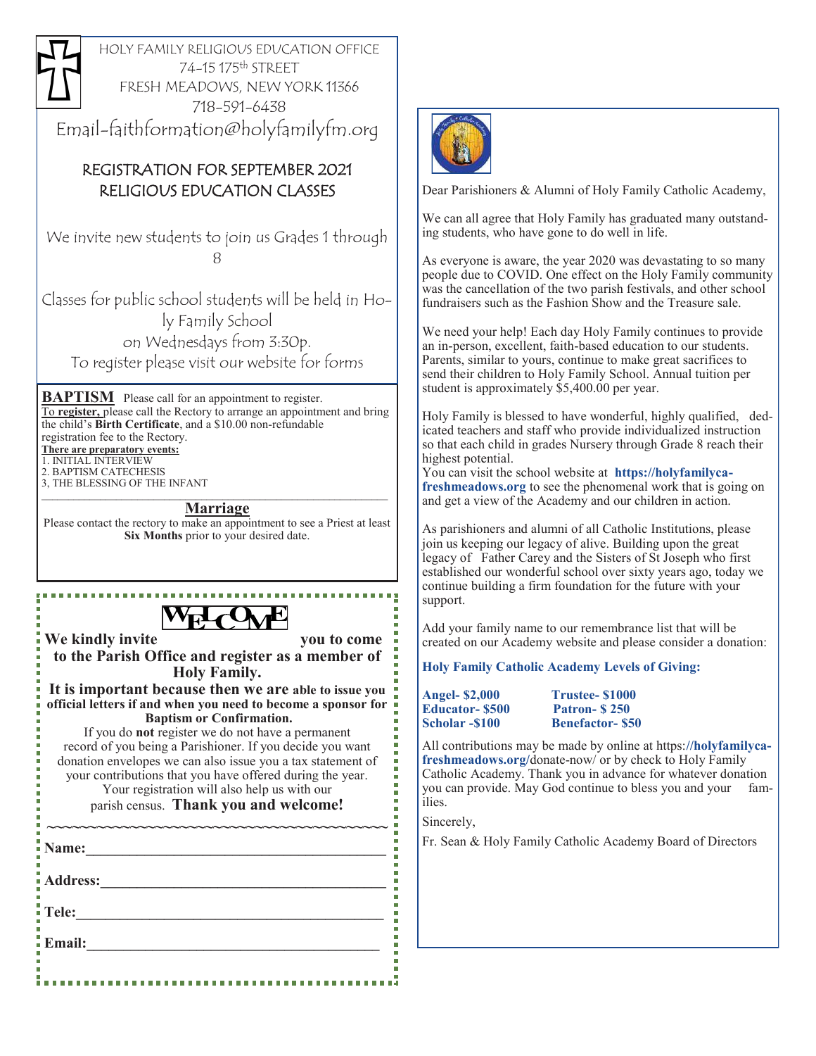HOLY FAMILY RELIGIOUS EDUCATION OFFICE
74-15 175th STREET
FRESH MEADOWS, NEW YORK 11366
718-591-6438
Email-faithformation@holyfamilyfm.org

## REGISTRATION FOR SEPTEMBER 2021 RELIGIOUS EDUCATION CLASSES

We invite new students to join us Grades 1 through 8

Classes for public school students will be held in Holy Family School
on Wednesdays from 3:30p.
To register please visit our website for forms

**BAPTISM** Please call for an appointment to register.
To **register,** please call the Rectory to arrange an appointment and bring the child's **Birth Certificate**, and a $10.00 non-refundable registration fee to the Rectory.
**There are preparatory events:**
1. INITIAL INTERVIEW
2. BAPTISM CATECHESIS
3, THE BLESSING OF THE INFANT

**Marriage**
Please contact the rectory to make an appointment to see a Priest at least **Six Months** prior to your desired date.

## WELCOME

**We kindly invite you to come to the Parish Office and register as a member of Holy Family.**

**It is important because then we are able to issue you official letters if and when you need to become a sponsor for Baptism or Confirmation.**

If you do **not** register we do not have a permanent record of you being a Parishioner. If you decide you want donation envelopes we can also issue you a tax statement of your contributions that you have offered during the year. Your registration will also help us with our parish census. **Thank you and welcome!**

**Name:**\_\_\_\_\_\_\_\_\_\_\_\_\_\_\_\_\_\_\_\_\_\_\_\_\_\_\_\_\_\_\_\_\_\_\_\_\_\_

**Address:**\_\_\_\_\_\_\_\_\_\_\_\_\_\_\_\_\_\_\_\_\_\_\_\_\_\_\_\_\_\_\_\_\_\_\_\_

**Tele:**\_\_\_\_\_\_\_\_\_\_\_\_\_\_\_\_\_\_\_\_\_\_\_\_\_\_\_\_\_\_\_\_\_\_\_\_\_\_\_

**Email:**\_\_\_\_\_\_\_\_\_\_\_\_\_\_\_\_\_\_\_\_\_\_\_\_\_\_\_\_\_\_\_\_\_\_\_\_\_\_

Dear Parishioners & Alumni of Holy Family Catholic Academy,

We can all agree that Holy Family has graduated many outstanding students, who have gone to do well in life.

As everyone is aware, the year 2020 was devastating to so many people due to COVID. One effect on the Holy Family community was the cancellation of the two parish festivals, and other school fundraisers such as the Fashion Show and the Treasure sale.

We need your help! Each day Holy Family continues to provide an in-person, excellent, faith-based education to our students. Parents, similar to yours, continue to make great sacrifices to send their children to Holy Family School. Annual tuition per student is approximately $5,400.00 per year.

Holy Family is blessed to have wonderful, highly qualified, dedicated teachers and staff who provide individualized instruction so that each child in grades Nursery through Grade 8 reach their highest potential.
You can visit the school website at **https://holyfamilyca-freshmeadows.org** to see the phenomenal work that is going on and get a view of the Academy and our children in action.

As parishioners and alumni of all Catholic Institutions, please join us keeping our legacy of alive. Building upon the great legacy of Father Carey and the Sisters of St Joseph who first established our wonderful school over sixty years ago, today we continue building a firm foundation for the future with your support.

Add your family name to our remembrance list that will be created on our Academy website and please consider a donation:

**Holy Family Catholic Academy Levels of Giving:**

| | |
|---|---|
| **Angel- $2,000** | **Trustee- $1000** |
| **Educator- $500** | **Patron- $ 250** |
| **Scholar -$100** | **Benefactor- $50** |

All contributions may be made by online at https://**holyfamilyca-freshmeadows.org/**donate-now/ or by check to Holy Family Catholic Academy. Thank you in advance for whatever donation you can provide. May God continue to bless you and your families.

Sincerely,

Fr. Sean & Holy Family Catholic Academy Board of Directors